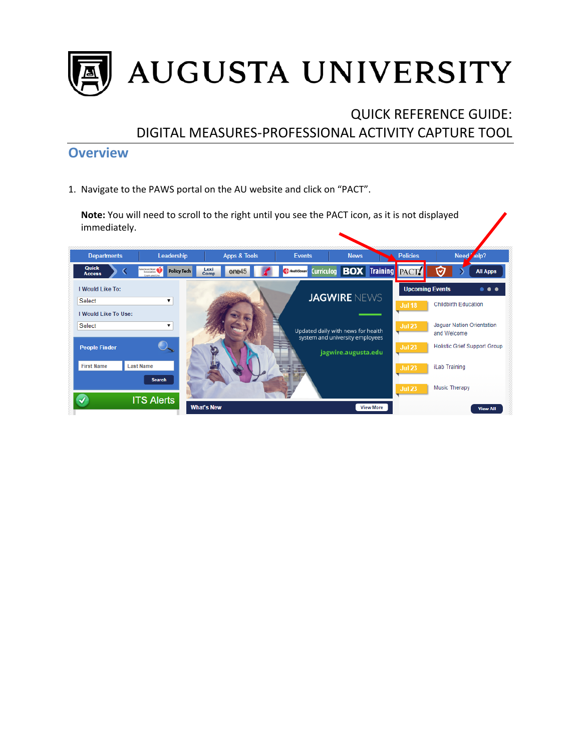# AUGUSTA UNIVERSITY

## QUICK REFERENCE GUIDE: DIGITAL MEASURES-PROFESSIONAL ACTIVITY CAPTURE TOOL

## Overview

1. Navigate to the PAWS portal on the AU website and click on "PACT".

   **Note:** You will need to scroll to the right until you see the PACT icon, as it is not displayed immediately.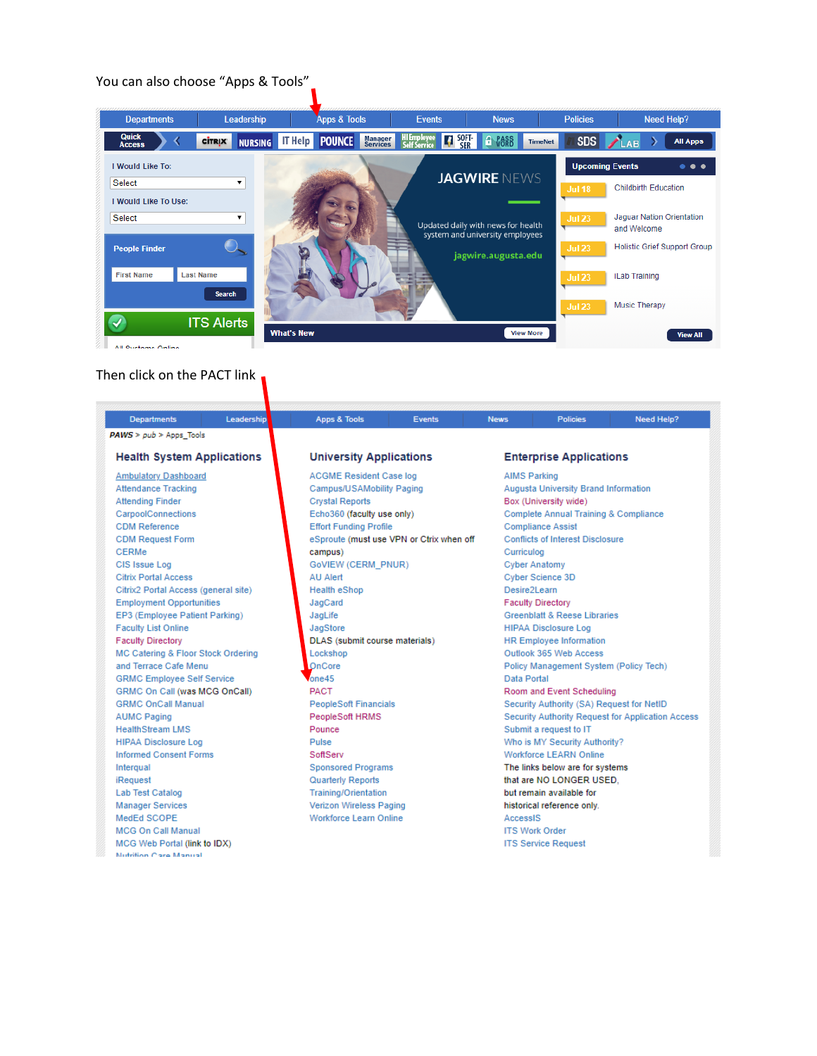You can also choose “Apps & Tools”

Departments | Leadership | Apps & Tools | Events | News | Policies | Need Help?

Quick Access | CITRIX | NURSING | IT Help | POUNCE | Manager Services | HI Employee Self Service | SOFT-SER | PASS WORD | TimeNet | SDS | iLAB | All Apps

I Would Like To: Select

I Would Like To Use: Select

People Finder

First Name | Last Name | Search

ITS Alerts

JAGWIRE NEWS

Updated daily with news for health system and university employees

jagwire.augusta.edu

What's New | View More

Upcoming Events

- Jul 18 Childbirth Education
- Jul 23 Jaguar Nation Orientation and Welcome
- Jul 23 Holistic Grief Support Group
- Jul 23 iLab Training
- Jul 23 Music Therapy

View All

Then click on the PACT link

Departments | Leadership | Apps & Tools | Events | News | Policies | Need Help?

PAWS > pub > Apps_Tools

## Health System Applications

- Ambulatory Dashboard
- Attendance Tracking
- Attending Finder
- CarpoolConnections
- CDM Reference
- CDM Request Form
- CERMe
- CIS Issue Log
- Citrix Portal Access
- Citrix2 Portal Access (general site)
- Employment Opportunities
- EP3 (Employee Patient Parking)
- Faculty List Online
- Faculty Directory
- MC Catering & Floor Stock Ordering and Terrace Cafe Menu
- GRMC Employee Self Service
- GRMC On Call (was MCG OnCall)
- GRMC OnCall Manual
- AUMC Paging
- HealthStream LMS
- HIPAA Disclosure Log
- Informed Consent Forms
- Interqual
- iRequest
- Lab Test Catalog
- Manager Services
- MedEd SCOPE
- MCG On Call Manual
- MCG Web Portal (link to IDX)
- Nutrition Care Manual

## University Applications

- ACGME Resident Case log
- Campus/USAMobility Paging
- Crystal Reports
- Echo360 (faculty use only)
- Effort Funding Profile
- eSproute (must use VPN or Ctrix when off campus)
- GoVIEW (CERM_PNUR)
- AU Alert
- Health eShop
- JagCard
- JagLife
- JagStore
- DLAS (submit course materials)
- Lockshop
- OnCore
- one45
- PACT
- PeopleSoft Financials
- PeopleSoft HRMS
- Pounce
- Pulse
- SoftServ
- Sponsored Programs
- Quarterly Reports
- Training/Orientation
- Verizon Wireless Paging
- Workforce Learn Online

## Enterprise Applications

- AIMS Parking
- Augusta University Brand Information
- Box (University wide)
- Complete Annual Training & Compliance
- Compliance Assist
- Conflicts of Interest Disclosure
- Curriculog
- Cyber Anatomy
- Cyber Science 3D
- Desire2Learn
- Faculty Directory
- Greenblatt & Reese Libraries
- HIPAA Disclosure Log
- HR Employee Information
- Outlook 365 Web Access
- Policy Management System (Policy Tech)
- Data Portal
- Room and Event Scheduling
- Security Authority (SA) Request for NetID
- Security Authority Request for Application Access
- Submit a request to IT
- Who is MY Security Authority?
- Workforce LEARN Online

The links below are for systems that are NO LONGER USED, but remain available for historical reference only.

- AccessIS
- ITS Work Order
- ITS Service Request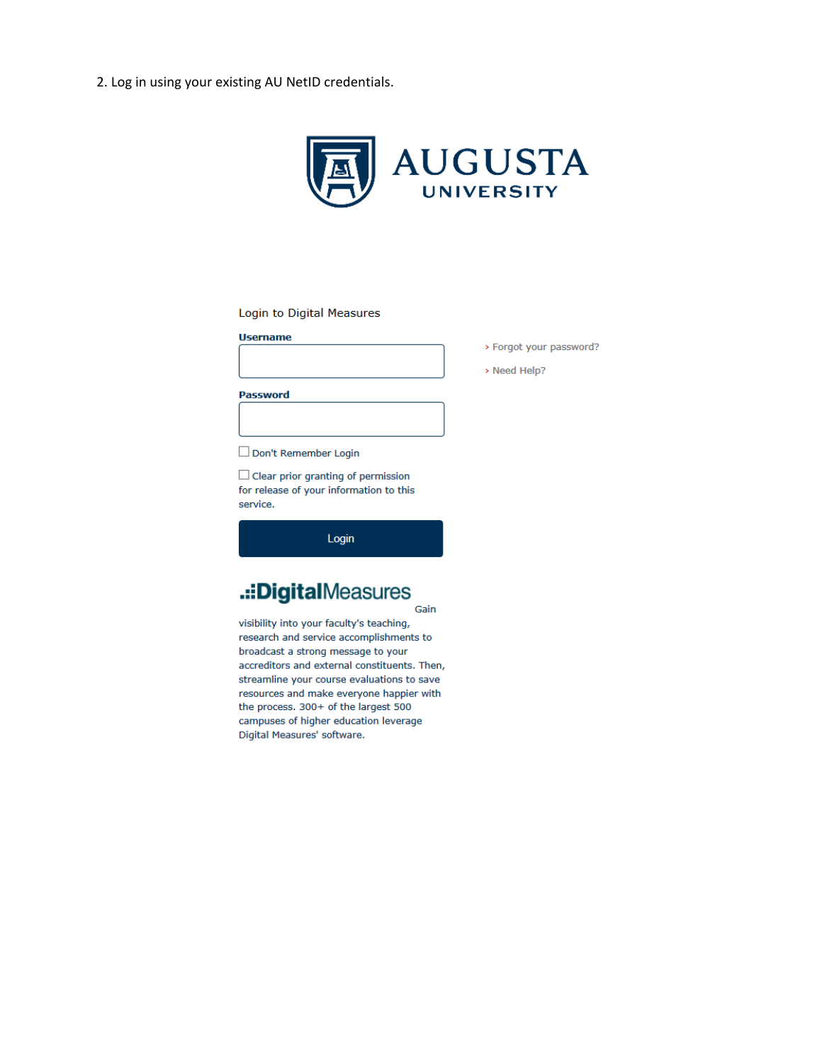2. Log in using your existing AU NetID credentials.

AUGUSTA UNIVERSITY

Login to Digital Measures

**Username**

**Password**

Don't Remember Login

Clear prior granting of permission for release of your information to this service.

Login

› Forgot your password?

› Need Help?

DigitalMeasures

Gain visibility into your faculty's teaching, research and service accomplishments to broadcast a strong message to your accreditors and external constituents. Then, streamline your course evaluations to save resources and make everyone happier with the process. 300+ of the largest 500 campuses of higher education leverage Digital Measures' software.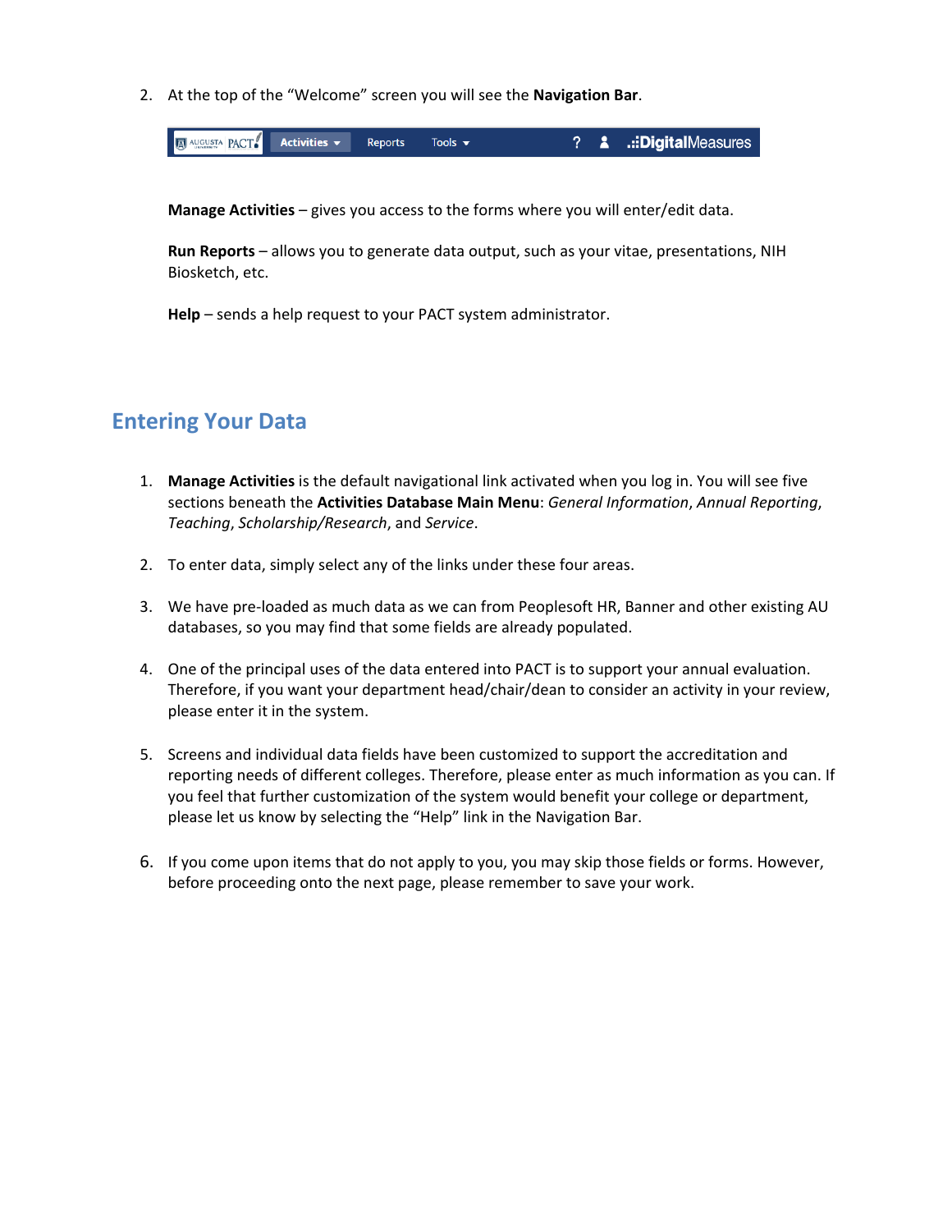2. At the top of the "Welcome" screen you will see the **Navigation Bar**.

   **Manage Activities** – gives you access to the forms where you will enter/edit data.

   **Run Reports** – allows you to generate data output, such as your vitae, presentations, NIH Biosketch, etc.

   **Help** – sends a help request to your PACT system administrator.

## Entering Your Data

1. **Manage Activities** is the default navigational link activated when you log in. You will see five sections beneath the **Activities Database Main Menu**: *General Information*, *Annual Reporting*, *Teaching*, *Scholarship/Research*, and *Service*.

2. To enter data, simply select any of the links under these four areas.

3. We have pre-loaded as much data as we can from Peoplesoft HR, Banner and other existing AU databases, so you may find that some fields are already populated.

4. One of the principal uses of the data entered into PACT is to support your annual evaluation. Therefore, if you want your department head/chair/dean to consider an activity in your review, please enter it in the system.

5. Screens and individual data fields have been customized to support the accreditation and reporting needs of different colleges. Therefore, please enter as much information as you can. If you feel that further customization of the system would benefit your college or department, please let us know by selecting the "Help" link in the Navigation Bar.

6. If you come upon items that do not apply to you, you may skip those fields or forms. However, before proceeding onto the next page, please remember to save your work.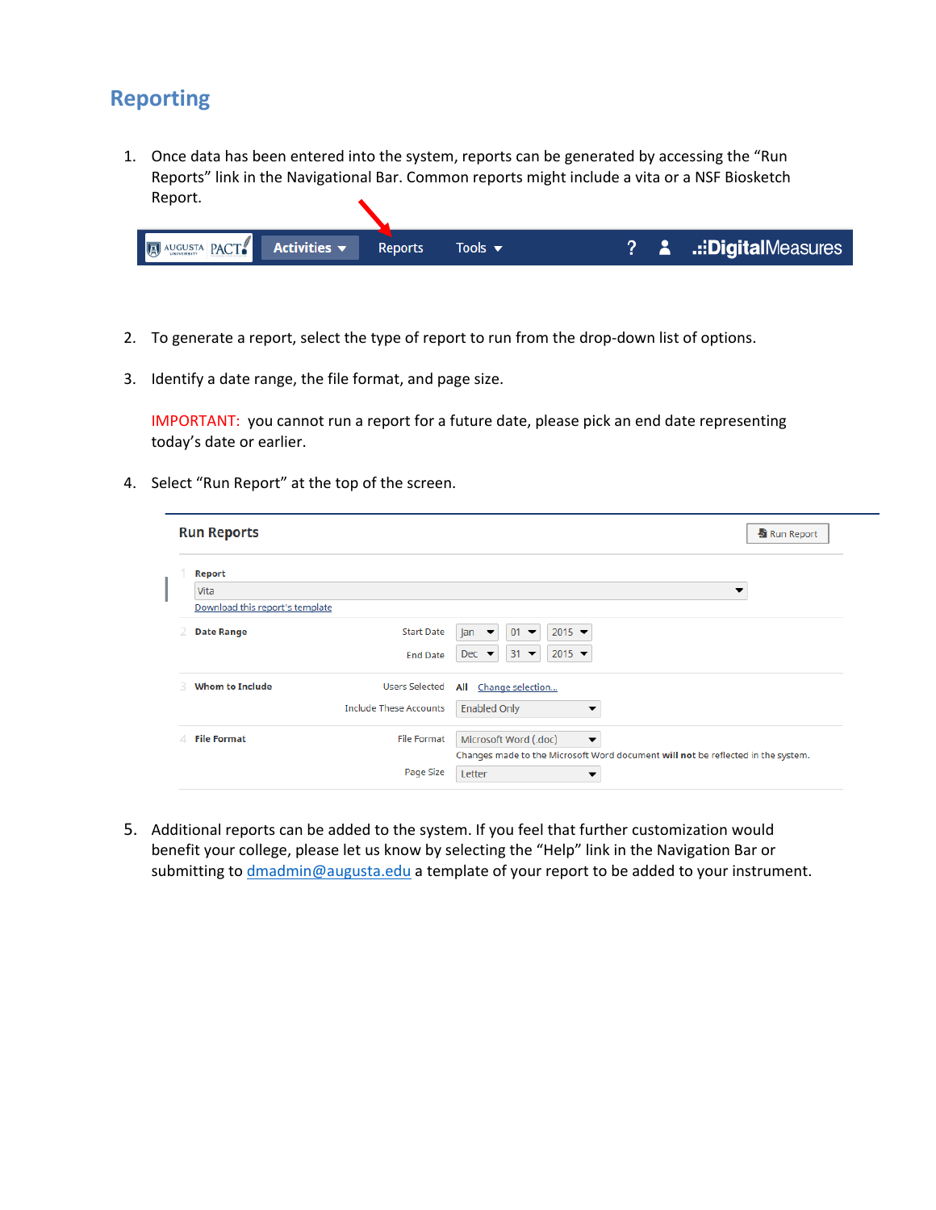## Reporting

1. Once data has been entered into the system, reports can be generated by accessing the “Run Reports” link in the Navigational Bar. Common reports might include a vita or a NSF Biosketch Report.

2. To generate a report, select the type of report to run from the drop-down list of options.

3. Identify a date range, the file format, and page size.

   IMPORTANT: you cannot run a report for a future date, please pick an end date representing today’s date or earlier.

4. Select “Run Report” at the top of the screen.

5. Additional reports can be added to the system. If you feel that further customization would benefit your college, please let us know by selecting the “Help” link in the Navigation Bar or submitting to dmadmin@augusta.edu a template of your report to be added to your instrument.